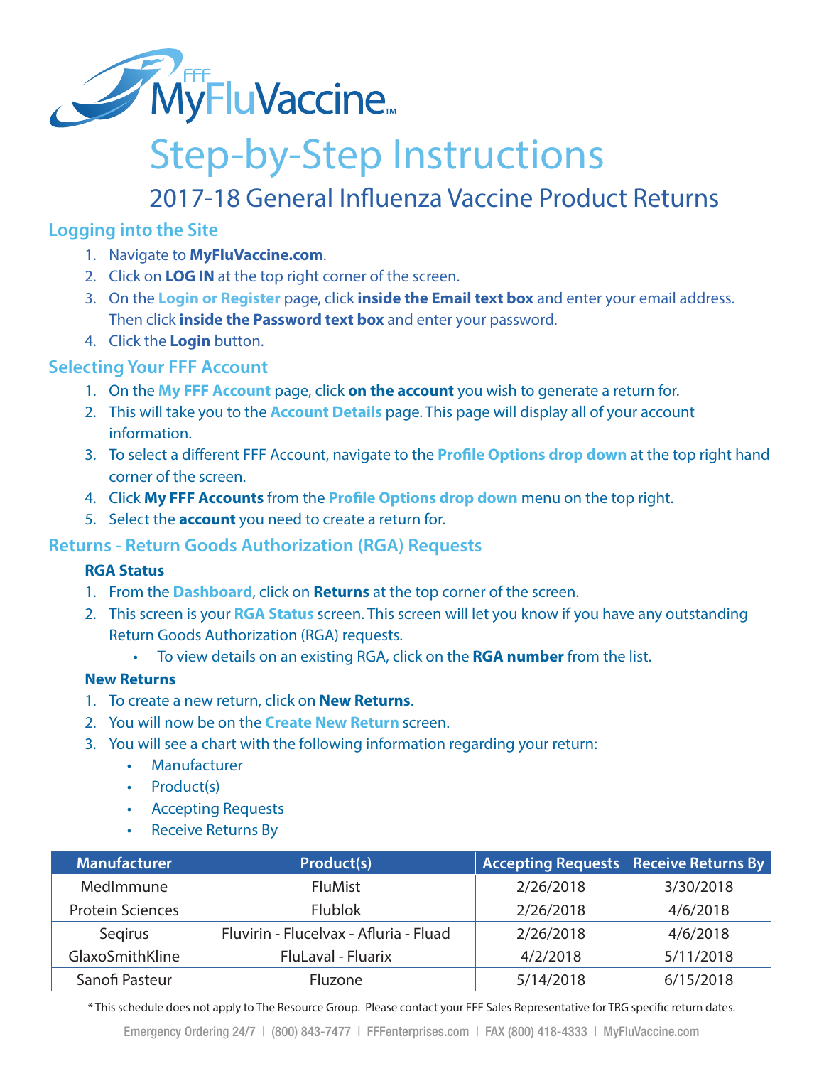# FFF MyFluVaccine™

# Step-by-Step Instructions

## 2017-18 General Influenza Vaccine Product Returns

### Logging into the Site

1. Navigate to **MyFluVaccine.com**.
2. Click on **LOG IN** at the top right corner of the screen.
3. On the **Login or Register** page, click **inside the Email text box** and enter your email address. Then click **inside the Password text box** and enter your password.
4. Click the **Login** button.

### Selecting Your FFF Account

1. On the **My FFF Account** page, click **on the account** you wish to generate a return for.
2. This will take you to the **Account Details** page. This page will display all of your account information.
3. To select a different FFF Account, navigate to the **Profile Options drop down** at the top right hand corner of the screen.
4. Click **My FFF Accounts** from the **Profile Options drop down** menu on the top right.
5. Select the **account** you need to create a return for.

### Returns - Return Goods Authorization (RGA) Requests

#### RGA Status

1. From the **Dashboard**, click on **Returns** at the top corner of the screen.
2. This screen is your **RGA Status** screen. This screen will let you know if you have any outstanding Return Goods Authorization (RGA) requests.
   - To view details on an existing RGA, click on the **RGA number** from the list.

#### New Returns

1. To create a new return, click on **New Returns**.
2. You will now be on the **Create New Return** screen.
3. You will see a chart with the following information regarding your return:
   - Manufacturer
   - Product(s)
   - Accepting Requests
   - Receive Returns By

| Manufacturer | Product(s) | Accepting Requests | Receive Returns By |
|---|---|---|---|
| MedImmune | FluMist | 2/26/2018 | 3/30/2018 |
| Protein Sciences | Flublok | 2/26/2018 | 4/6/2018 |
| Seqirus | Fluvirin - Flucelvax - Afluria - Fluad | 2/26/2018 | 4/6/2018 |
| GlaxoSmithKline | FluLaval - Fluarix | 4/2/2018 | 5/11/2018 |
| Sanofi Pasteur | Fluzone | 5/14/2018 | 6/15/2018 |

* This schedule does not apply to The Resource Group. Please contact your FFF Sales Representative for TRG specific return dates.

Emergency Ordering 24/7 | (800) 843-7477 | FFFenterprises.com | FAX (800) 418-4333 | MyFluVaccine.com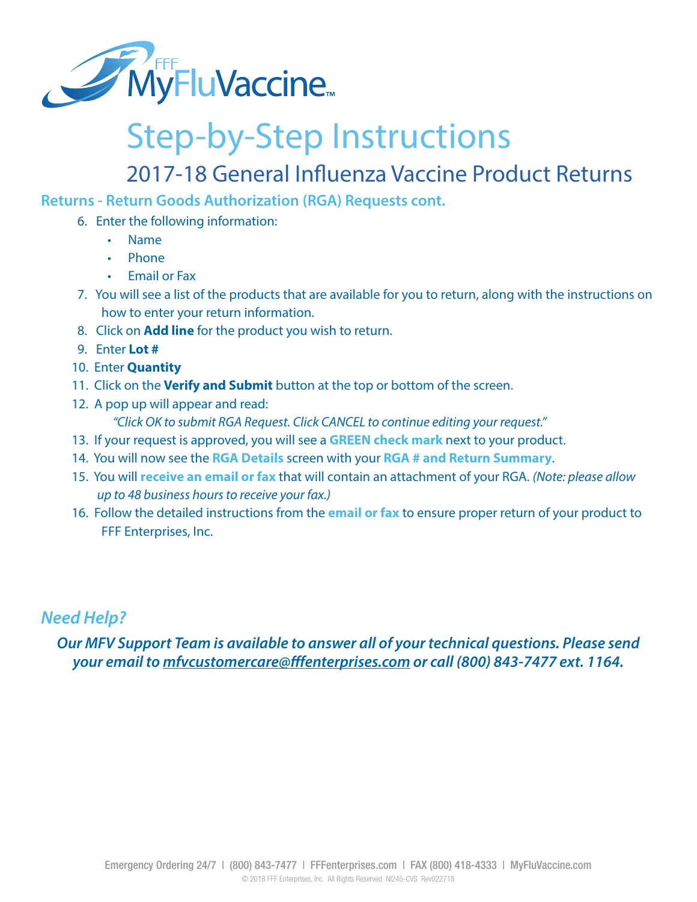# Step-by-Step Instructions

## 2017-18 General Influenza Vaccine Product Returns

### Returns - Return Goods Authorization (RGA) Requests cont.

6. Enter the following information:
   - Name
   - Phone
   - Email or Fax
7. You will see a list of the products that are available for you to return, along with the instructions on how to enter your return information.
8. Click on **Add line** for the product you wish to return.
9. Enter **Lot #**
10. Enter **Quantity**
11. Click on the **Verify and Submit** button at the top or bottom of the screen.
12. A pop up will appear and read:
    *"Click OK to submit RGA Request. Click CANCEL to continue editing your request."*
13. If your request is approved, you will see a **GREEN check mark** next to your product.
14. You will now see the **RGA Details** screen with your **RGA # and Return Summary**.
15. You will **receive an email or fax** that will contain an attachment of your RGA. *(Note: please allow up to 48 business hours to receive your fax.)*
16. Follow the detailed instructions from the **email or fax** to ensure proper return of your product to FFF Enterprises, Inc.

### *Need Help?*

***Our MFV Support Team is available to answer all of your technical questions. Please send your email to mfvcustomercare@fffenterprises.com or call (800) 843-7477 ext. 1164.***

Emergency Ordering 24/7 | (800) 843-7477 | FFFenterprises.com | FAX (800) 418-4333 | MyFluVaccine.com

© 2018 FFF Enterprises, Inc. All Rights Reserved NI245-CVS Rev022718